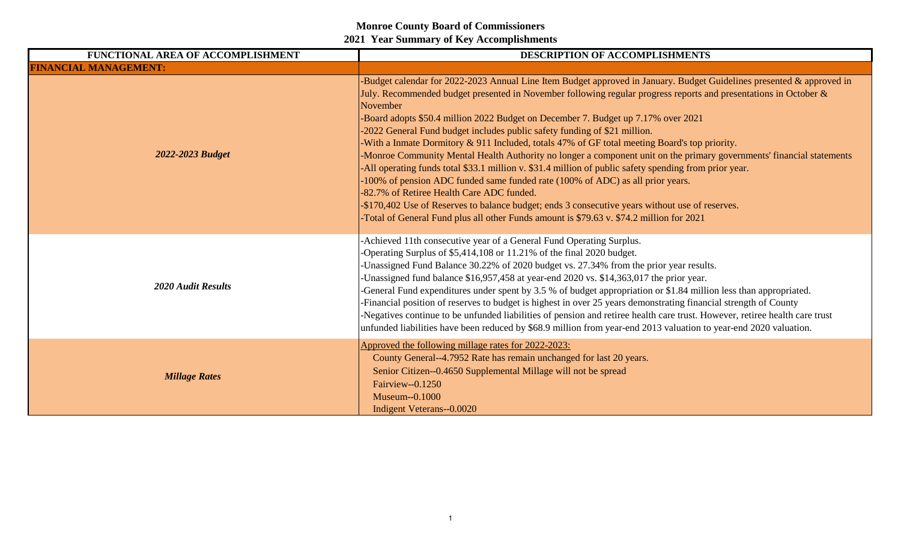# Monroe County Board of Commissioners

## 2021 Year Summary of Key Accomplishments

| FUNCTIONAL AREA OF ACCOMPLISHMENT | DESCRIPTION OF ACCOMPLISHMENTS |
|---|---|
| **FINANCIAL MANAGEMENT:** | |
| ***2022-2023 Budget*** | -Budget calendar for 2022-2023 Annual Line Item Budget approved in January. Budget Guidelines presented & approved in July. Recommended budget presented in November following regular progress reports and presentations in October & November<br>-Board adopts $50.4 million 2022 Budget on December 7. Budget up 7.17% over 2021<br>-2022 General Fund budget includes public safety funding of $21 million.<br>-With a Inmate Dormitory & 911 Included, totals 47% of GF total meeting Board's top priority.<br>-Monroe Community Mental Health Authority no longer a component unit on the primary governments' financial statements<br>-All operating funds total $33.1 million v. $31.4 million of public safety spending from prior year.<br>-100% of pension ADC funded same funded rate (100% of ADC) as all prior years.<br>-82.7% of Retiree Health Care ADC funded.<br>-$170,402 Use of Reserves to balance budget; ends 3 consecutive years without use of reserves.<br>-Total of General Fund plus all other Funds amount is $79.63 v. $74.2 million for 2021 |
| ***2020 Audit Results*** | -Achieved 11th consecutive year of a General Fund Operating Surplus.<br>-Operating Surplus of $5,414,108 or 11.21% of the final 2020 budget.<br>-Unassigned Fund Balance 30.22% of 2020 budget vs. 27.34% from the prior year results.<br>-Unassigned fund balance $16,957,458 at year-end 2020 vs. $14,363,017 the prior year.<br>-General Fund expenditures under spent by 3.5 % of budget appropriation or $1.84 million less than appropriated.<br>-Financial position of reserves to budget is highest in over 25 years demonstrating financial strength of County<br>-Negatives continue to be unfunded liabilities of pension and retiree health care trust. However, retiree health care trust unfunded liabilities have been reduced by $68.9 million from year-end 2013 valuation to year-end 2020 valuation. |
| ***Millage Rates*** | <u>Approved the following millage rates for 2022-2023:</u><br>County General--4.7952 Rate has remain unchanged for last 20 years.<br>Senior Citizen--0.4650 Supplemental Millage will not be spread<br>Fairview--0.1250<br>Museum--0.1000<br>Indigent Veterans--0.0020 |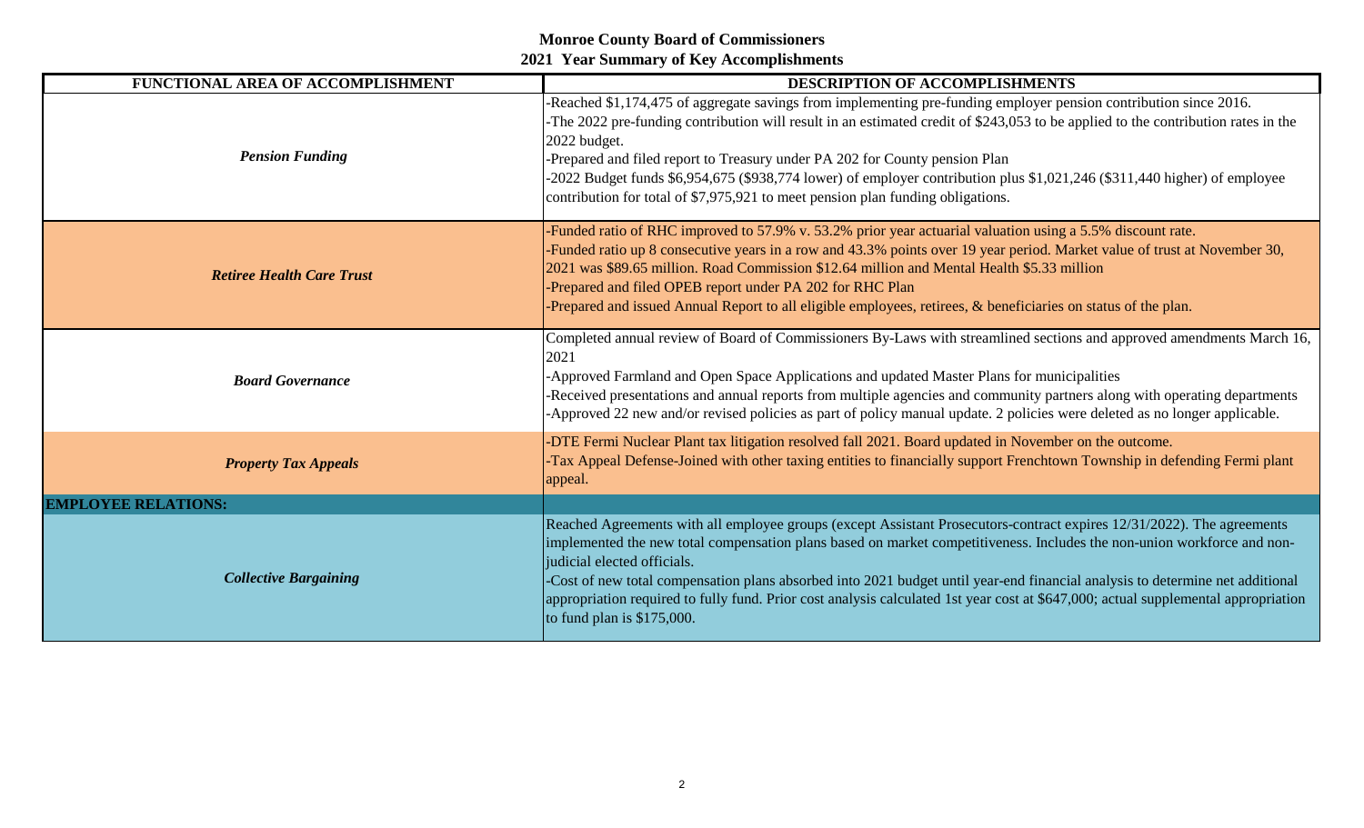**Monroe County Board of Commissioners**
**2021 Year Summary of Key Accomplishments**

| FUNCTIONAL AREA OF ACCOMPLISHMENT | DESCRIPTION OF ACCOMPLISHMENTS |
|---|---|
| ***Pension Funding*** | -Reached $1,174,475 of aggregate savings from implementing pre-funding employer pension contribution since 2016.<br>-The 2022 pre-funding contribution will result in an estimated credit of $243,053 to be applied to the contribution rates in the 2022 budget.<br>-Prepared and filed report to Treasury under PA 202 for County pension Plan<br>-2022 Budget funds $6,954,675 ($938,774 lower) of employer contribution plus $1,021,246 ($311,440 higher) of employee contribution for total of $7,975,921 to meet pension plan funding obligations. |
| ***Retiree Health Care Trust*** | -Funded ratio of RHC improved to 57.9% v. 53.2% prior year actuarial valuation using a 5.5% discount rate.<br>-Funded ratio up 8 consecutive years in a row and 43.3% points over 19 year period. Market value of trust at November 30, 2021 was $89.65 million. Road Commission $12.64 million and Mental Health $5.33 million<br>-Prepared and filed OPEB report under PA 202 for RHC Plan<br>-Prepared and issued Annual Report to all eligible employees, retirees, & beneficiaries on status of the plan. |
| ***Board Governance*** | Completed annual review of Board of Commissioners By-Laws with streamlined sections and approved amendments March 16, 2021<br>-Approved Farmland and Open Space Applications and updated Master Plans for municipalities<br>-Received presentations and annual reports from multiple agencies and community partners along with operating departments<br>-Approved 22 new and/or revised policies as part of policy manual update. 2 policies were deleted as no longer applicable. |
| ***Property Tax Appeals*** | -DTE Fermi Nuclear Plant tax litigation resolved fall 2021. Board updated in November on the outcome.<br>-Tax Appeal Defense-Joined with other taxing entities to financially support Frenchtown Township in defending Fermi plant appeal. |
| **EMPLOYEE RELATIONS:** | |
| ***Collective Bargaining*** | Reached Agreements with all employee groups (except Assistant Prosecutors-contract expires 12/31/2022). The agreements implemented the new total compensation plans based on market competitiveness. Includes the non-union workforce and non-judicial elected officials.<br>-Cost of new total compensation plans absorbed into 2021 budget until year-end financial analysis to determine net additional appropriation required to fully fund. Prior cost analysis calculated 1st year cost at $647,000; actual supplemental appropriation to fund plan is $175,000. |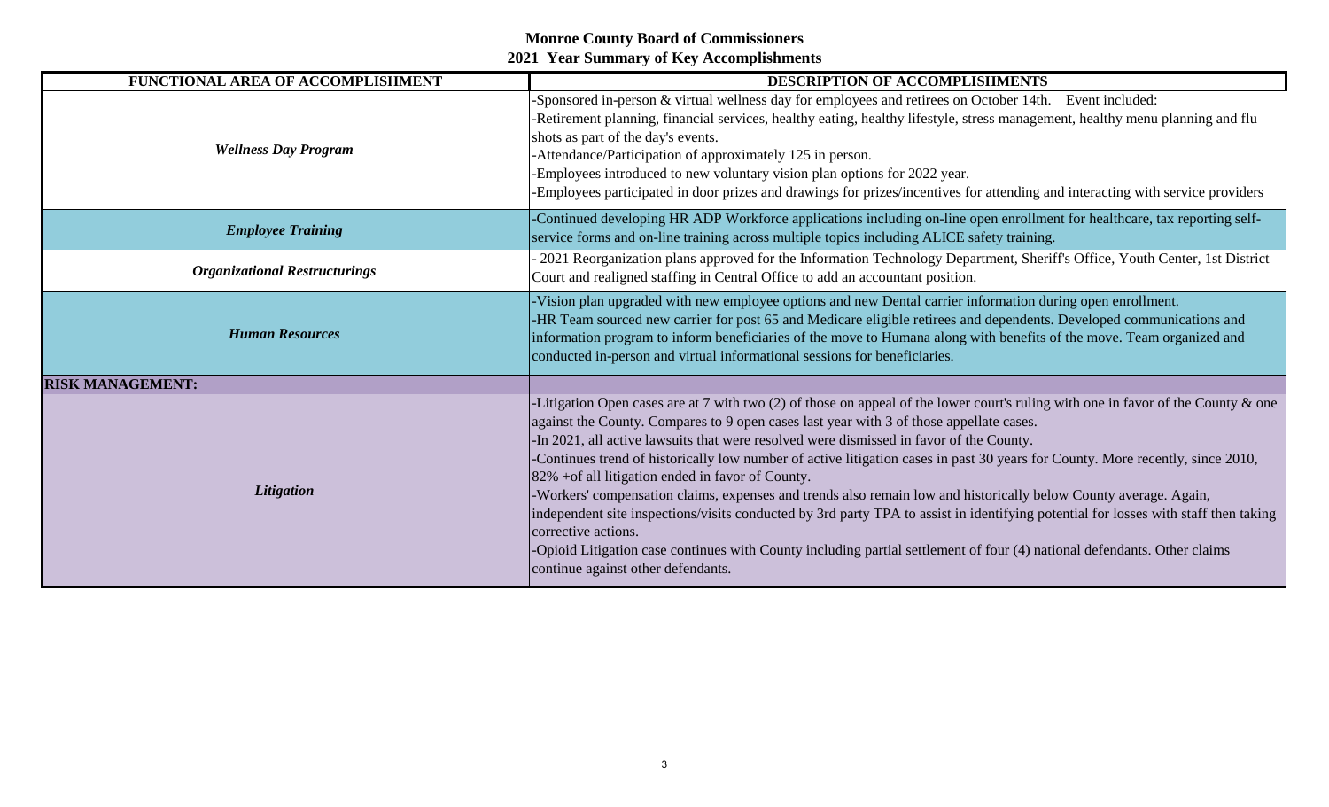**Monroe County Board of Commissioners**
**2021 Year Summary of Key Accomplishments**

| FUNCTIONAL AREA OF ACCOMPLISHMENT | DESCRIPTION OF ACCOMPLISHMENTS |
|---|---|
| *Wellness Day Program* | -Sponsored in-person & virtual wellness day for employees and retirees on October 14th. Event included:<br>-Retirement planning, financial services, healthy eating, healthy lifestyle, stress management, healthy menu planning and flu shots as part of the day's events.<br>-Attendance/Participation of approximately 125 in person.<br>-Employees introduced to new voluntary vision plan options for 2022 year.<br>-Employees participated in door prizes and drawings for prizes/incentives for attending and interacting with service providers |
| *Employee Training* | -Continued developing HR ADP Workforce applications including on-line open enrollment for healthcare, tax reporting self-service forms and on-line training across multiple topics including ALICE safety training. |
| *Organizational Restructurings* | - 2021 Reorganization plans approved for the Information Technology Department, Sheriff's Office, Youth Center, 1st District Court and realigned staffing in Central Office to add an accountant position. |
| *Human Resources* | -Vision plan upgraded with new employee options and new Dental carrier information during open enrollment.<br>-HR Team sourced new carrier for post 65 and Medicare eligible retirees and dependents. Developed communications and information program to inform beneficiaries of the move to Humana along with benefits of the move. Team organized and conducted in-person and virtual informational sessions for beneficiaries. |
| **RISK MANAGEMENT:** | |
| *Litigation* | -Litigation Open cases are at 7 with two (2) of those on appeal of the lower court's ruling with one in favor of the County & one against the County. Compares to 9 open cases last year with 3 of those appellate cases.<br>-In 2021, all active lawsuits that were resolved were dismissed in favor of the County.<br>-Continues trend of historically low number of active litigation cases in past 30 years for County. More recently, since 2010, 82% +of all litigation ended in favor of County.<br>-Workers' compensation claims, expenses and trends also remain low and historically below County average. Again, independent site inspections/visits conducted by 3rd party TPA to assist in identifying potential for losses with staff then taking corrective actions.<br>-Opioid Litigation case continues with County including partial settlement of four (4) national defendants. Other claims continue against other defendants. |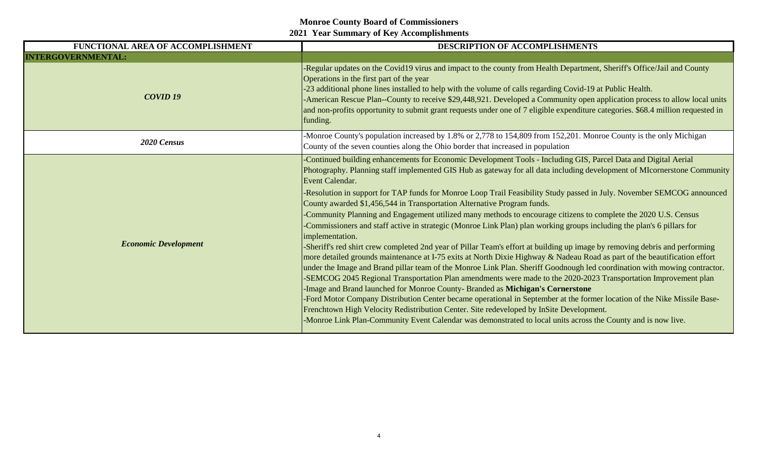**Monroe County Board of Commissioners**
**2021 Year Summary of Key Accomplishments**

| FUNCTIONAL AREA OF ACCOMPLISHMENT | DESCRIPTION OF ACCOMPLISHMENTS |
|---|---|
| **INTERGOVERNMENTAL:** | |
| ***COVID 19*** | -Regular updates on the Covid19 virus and impact to the county from Health Department, Sheriff's Office/Jail and County Operations in the first part of the year<br>-23 additional phone lines installed to help with the volume of calls regarding Covid-19 at Public Health.<br>-American Rescue Plan--County to receive $29,448,921. Developed a Community open application process to allow local units and non-profits opportunity to submit grant requests under one of 7 eligible expenditure categories. $68.4 million requested in funding. |
| ***2020 Census*** | -Monroe County's population increased by 1.8% or 2,778 to 154,809 from 152,201. Monroe County is the only Michigan County of the seven counties along the Ohio border that increased in population |
| ***Economic Development*** | -Continued building enhancements for Economic Development Tools - Including GIS, Parcel Data and Digital Aerial Photography. Planning staff implemented GIS Hub as gateway for all data including development of MIcornerstone Community Event Calendar.<br>-Resolution in support for TAP funds for Monroe Loop Trail Feasibility Study passed in July. November SEMCOG announced County awarded $1,456,544 in Transportation Alternative Program funds.<br>-Community Planning and Engagement utilized many methods to encourage citizens to complete the 2020 U.S. Census<br>-Commissioners and staff active in strategic (Monroe Link Plan) plan working groups including the plan's 6 pillars for implementation.<br>-Sheriff's red shirt crew completed 2nd year of Pillar Team's effort at building up image by removing debris and performing more detailed grounds maintenance at I-75 exits at North Dixie Highway & Nadeau Road as part of the beautification effort under the Image and Brand pillar team of the Monroe Link Plan. Sheriff Goodnough led coordination with mowing contractor.<br>-SEMCOG 2045 Regional Transportation Plan amendments were made to the 2020-2023 Transportation Improvement plan<br>-Image and Brand launched for Monroe County- Branded as **Michigan's Cornerstone**<br>-Ford Motor Company Distribution Center became operational in September at the former location of the Nike Missile Base-Frenchtown High Velocity Redistribution Center. Site redeveloped by InSite Development.<br>-Monroe Link Plan-Community Event Calendar was demonstrated to local units across the County and is now live. |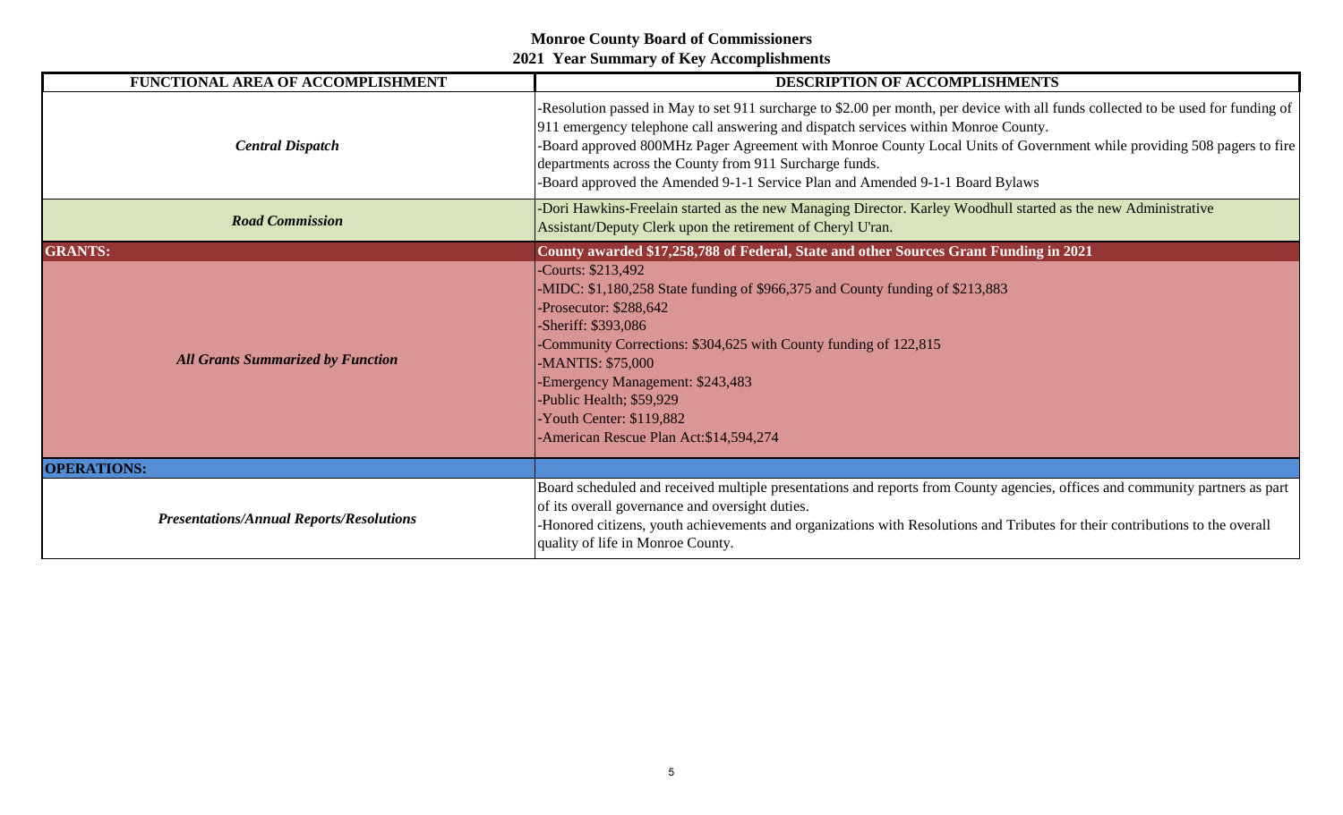# Monroe County Board of Commissioners
## 2021 Year Summary of Key Accomplishments

| FUNCTIONAL AREA OF ACCOMPLISHMENT | DESCRIPTION OF ACCOMPLISHMENTS |
|---|---|
| ***Central Dispatch*** | -Resolution passed in May to set 911 surcharge to $2.00 per month, per device with all funds collected to be used for funding of 911 emergency telephone call answering and dispatch services within Monroe County.<br>-Board approved 800MHz Pager Agreement with Monroe County Local Units of Government while providing 508 pagers to fire departments across the County from 911 Surcharge funds.<br>-Board approved the Amended 9-1-1 Service Plan and Amended 9-1-1 Board Bylaws |
| ***Road Commission*** | -Dori Hawkins-Freelain started as the new Managing Director. Karley Woodhull started as the new Administrative Assistant/Deputy Clerk upon the retirement of Cheryl U'ran. |
| **GRANTS:** | **County awarded $17,258,788 of Federal, State and other Sources Grant Funding in 2021** |
| ***All Grants Summarized by Function*** | -Courts: $213,492<br>-MIDC: $1,180,258 State funding of $966,375 and County funding of $213,883<br>-Prosecutor: $288,642<br>-Sheriff: $393,086<br>-Community Corrections: $304,625 with County funding of 122,815<br>-MANTIS: $75,000<br>-Emergency Management: $243,483<br>-Public Health; $59,929<br>-Youth Center: $119,882<br>-American Rescue Plan Act:$14,594,274 |
| **OPERATIONS:** | |
| ***Presentations/Annual Reports/Resolutions*** | Board scheduled and received multiple presentations and reports from County agencies, offices and community partners as part of its overall governance and oversight duties.<br>-Honored citizens, youth achievements and organizations with Resolutions and Tributes for their contributions to the overall quality of life in Monroe County. |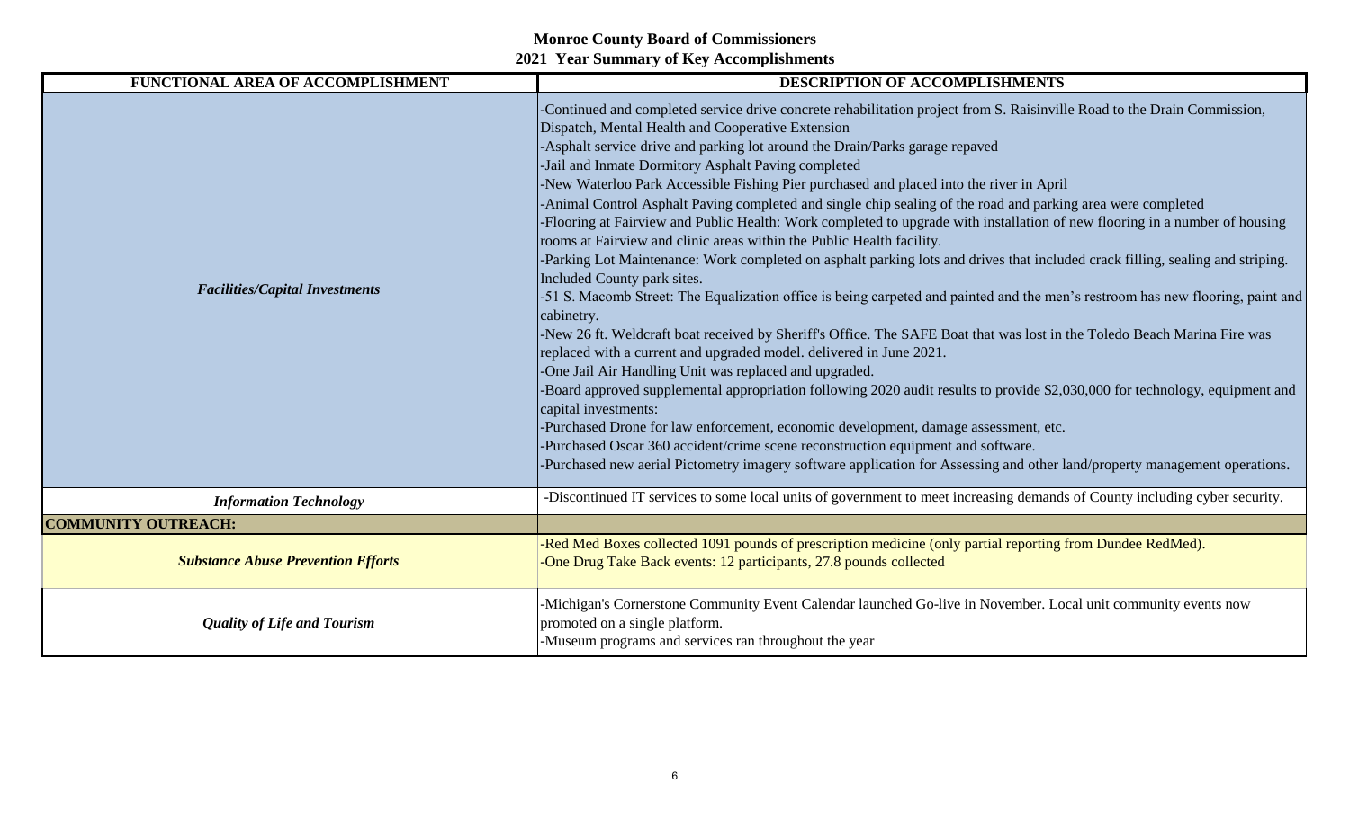**Monroe County Board of Commissioners**
**2021 Year Summary of Key Accomplishments**

| FUNCTIONAL AREA OF ACCOMPLISHMENT | DESCRIPTION OF ACCOMPLISHMENTS |
|---|---|
| *Facilities/Capital Investments* | -Continued and completed service drive concrete rehabilitation project from S. Raisinville Road to the Drain Commission, Dispatch, Mental Health and Cooperative Extension<br>-Asphalt service drive and parking lot around the Drain/Parks garage repaved<br>-Jail and Inmate Dormitory Asphalt Paving completed<br>-New Waterloo Park Accessible Fishing Pier purchased and placed into the river in April<br>-Animal Control Asphalt Paving completed and single chip sealing of the road and parking area were completed<br>-Flooring at Fairview and Public Health: Work completed to upgrade with installation of new flooring in a number of housing rooms at Fairview and clinic areas within the Public Health facility.<br>-Parking Lot Maintenance: Work completed on asphalt parking lots and drives that included crack filling, sealing and striping. Included County park sites.<br>-51 S. Macomb Street: The Equalization office is being carpeted and painted and the men's restroom has new flooring, paint and cabinetry.<br>-New 26 ft. Weldcraft boat received by Sheriff's Office. The SAFE Boat that was lost in the Toledo Beach Marina Fire was replaced with a current and upgraded model. delivered in June 2021.<br>-One Jail Air Handling Unit was replaced and upgraded.<br>-Board approved supplemental appropriation following 2020 audit results to provide $2,030,000 for technology, equipment and capital investments:<br>-Purchased Drone for law enforcement, economic development, damage assessment, etc.<br>-Purchased Oscar 360 accident/crime scene reconstruction equipment and software.<br>-Purchased new aerial Pictometry imagery software application for Assessing and other land/property management operations. |
| *Information Technology* | -Discontinued IT services to some local units of government to meet increasing demands of County including cyber security. |
| **COMMUNITY OUTREACH:** | |
| ***Substance Abuse Prevention Efforts*** | -Red Med Boxes collected 1091 pounds of prescription medicine (only partial reporting from Dundee RedMed).<br>-One Drug Take Back events: 12 participants, 27.8 pounds collected |
| ***Quality of Life and Tourism*** | -Michigan's Cornerstone Community Event Calendar launched Go-live in November. Local unit community events now promoted on a single platform.<br>-Museum programs and services ran throughout the year |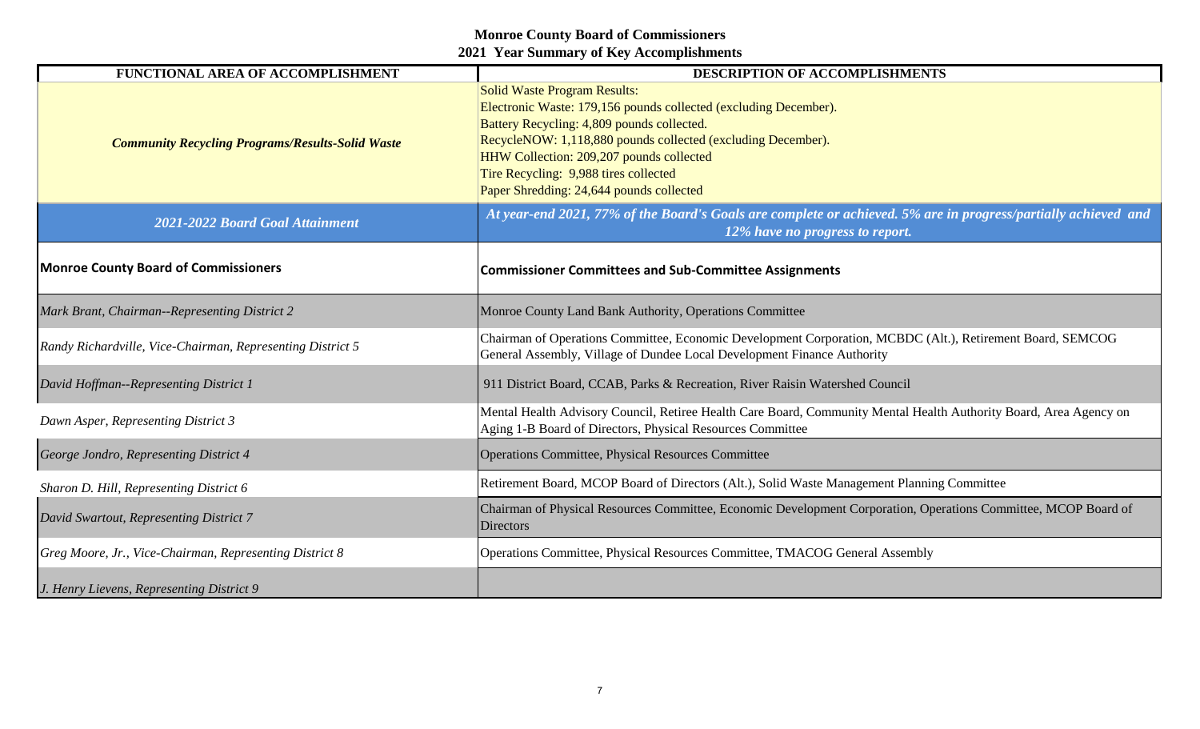**Monroe County Board of Commissioners**
**2021 Year Summary of Key Accomplishments**

| FUNCTIONAL AREA OF ACCOMPLISHMENT | DESCRIPTION OF ACCOMPLISHMENTS |
| --- | --- |
| ***Community Recycling Programs/Results-Solid Waste*** | Solid Waste Program Results:<br>Electronic Waste: 179,156 pounds collected (excluding December).<br>Battery Recycling: 4,809 pounds collected.<br>RecycleNOW: 1,118,880 pounds collected (excluding December).<br>HHW Collection: 209,207 pounds collected<br>Tire Recycling: 9,988 tires collected<br>Paper Shredding: 24,644 pounds collected |
| ***2021-2022 Board Goal Attainment*** | ***At year-end 2021, 77% of the Board's Goals are complete or achieved. 5% are in progress/partially achieved and 12% have no progress to report.*** |
| **Monroe County Board of Commissioners** | **Commissioner Committees and Sub-Committee Assignments** |
| *Mark Brant, Chairman--Representing District 2* | Monroe County Land Bank Authority, Operations Committee |
| *Randy Richardville, Vice-Chairman, Representing District 5* | Chairman of Operations Committee, Economic Development Corporation, MCBDC (Alt.), Retirement Board, SEMCOG General Assembly, Village of Dundee Local Development Finance Authority |
| *David Hoffman--Representing District 1* | 911 District Board, CCAB, Parks & Recreation, River Raisin Watershed Council |
| *Dawn Asper, Representing District 3* | Mental Health Advisory Council, Retiree Health Care Board, Community Mental Health Authority Board, Area Agency on Aging 1-B Board of Directors, Physical Resources Committee |
| *George Jondro, Representing District 4* | Operations Committee, Physical Resources Committee |
| *Sharon D. Hill, Representing District 6* | Retirement Board, MCOP Board of Directors (Alt.), Solid Waste Management Planning Committee |
| *David Swartout, Representing District 7* | Chairman of Physical Resources Committee, Economic Development Corporation, Operations Committee, MCOP Board of Directors |
| *Greg Moore, Jr., Vice-Chairman, Representing District 8* | Operations Committee, Physical Resources Committee, TMACOG General Assembly |
| *J. Henry Lievens, Representing District 9* | |